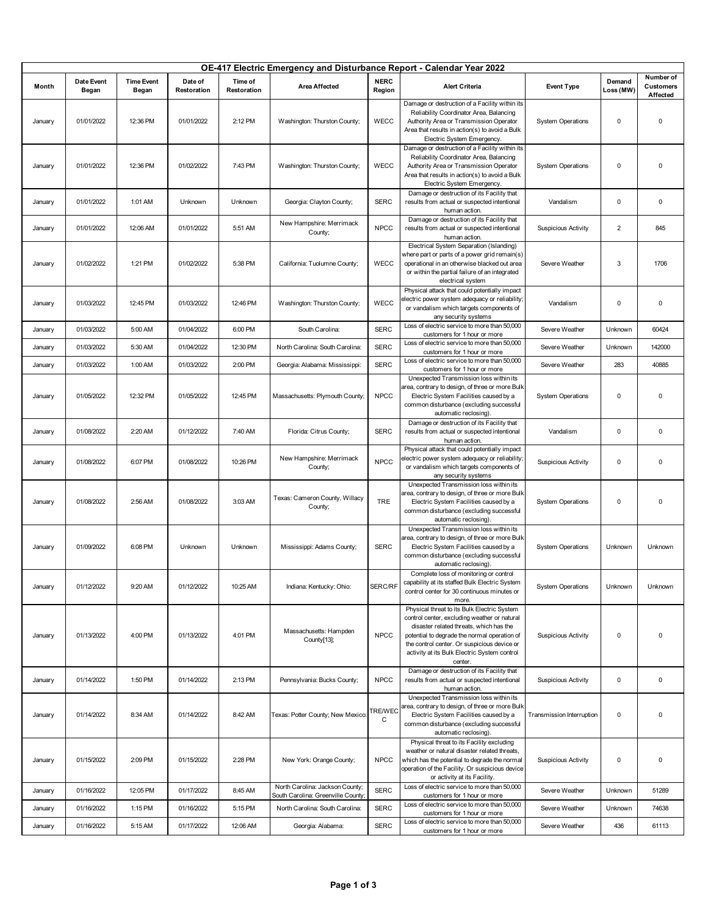# OE-417 Electric Emergency and Disturbance Report - Calendar Year 2022

| Month | Date Event Began | Time Event Began | Date of Restoration | Time of Restoration | Area Affected | NERC Region | Alert Criteria | Event Type | Demand Loss (MW) | Number of Customers Affected |
|---|---|---|---|---|---|---|---|---|---|---|
| January | 01/01/2022 | 12:36 PM | 01/01/2022 | 2:12 PM | Washington: Thurston County; | WECC | Damage or destruction of a Facility within its Reliability Coordinator Area, Balancing Authority Area or Transmission Operator Area that results in action(s) to avoid a Bulk Electric System Emergency. | System Operations | 0 | 0 |
| January | 01/01/2022 | 12:36 PM | 01/02/2022 | 7:43 PM | Washington: Thurston County; | WECC | Damage or destruction of a Facility within its Reliability Coordinator Area, Balancing Authority Area or Transmission Operator Area that results in action(s) to avoid a Bulk Electric System Emergency. | System Operations | 0 | 0 |
| January | 01/01/2022 | 1:01 AM | Unknown | Unknown | Georgia: Clayton County; | SERC | Damage or destruction of its Facility that results from actual or suspected intentional human action. | Vandalism | 0 | 0 |
| January | 01/01/2022 | 12:06 AM | 01/01/2022 | 5:51 AM | New Hampshire: Merrimack County; | NPCC | Damage or destruction of its Facility that results from actual or suspected intentional human action. | Suspicious Activity | 2 | 845 |
| January | 01/02/2022 | 1:21 PM | 01/02/2022 | 5:38 PM | California: Tuolumne County; | WECC | Electrical System Separation (Islanding) where part or parts of a power grid remain(s) operational in an otherwise blacked out area or within the partial failure of an integrated electrical system | Severe Weather | 3 | 1706 |
| January | 01/03/2022 | 12:45 PM | 01/03/2022 | 12:46 PM | Washington: Thurston County; | WECC | Physical attack that could potentially impact electric power system adequacy or reliability; or vandalism which targets components of any security systems | Vandalism | 0 | 0 |
| January | 01/03/2022 | 5:00 AM | 01/04/2022 | 6:00 PM | South Carolina: | SERC | Loss of electric service to more than 50,000 customers for 1 hour or more | Severe Weather | Unknown | 60424 |
| January | 01/03/2022 | 5:30 AM | 01/04/2022 | 12:30 PM | North Carolina: South Carolina: | SERC | Loss of electric service to more than 50,000 customers for 1 hour or more | Severe Weather | Unknown | 142000 |
| January | 01/03/2022 | 1:00 AM | 01/03/2022 | 2:00 PM | Georgia: Alabama: Mississippi: | SERC | Loss of electric service to more than 50,000 customers for 1 hour or more | Severe Weather | 283 | 40885 |
| January | 01/05/2022 | 12:32 PM | 01/05/2022 | 12:45 PM | Massachusetts: Plymouth County; | NPCC | Unexpected Transmission loss within its area, contrary to design, of three or more Bulk Electric System Facilities caused by a common disturbance (excluding successful automatic reclosing). | System Operations | 0 | 0 |
| January | 01/08/2022 | 2:20 AM | 01/12/2022 | 7:40 AM | Florida: Citrus County; | SERC | Damage or destruction of its Facility that results from actual or suspected intentional human action. | Vandalism | 0 | 0 |
| January | 01/08/2022 | 6:07 PM | 01/08/2022 | 10:26 PM | New Hampshire: Merrimack County; | NPCC | Physical attack that could potentially impact electric power system adequacy or reliability; or vandalism which targets components of any security systems | Suspicious Activity | 0 | 0 |
| January | 01/08/2022 | 2:56 AM | 01/08/2022 | 3:03 AM | Texas: Cameron County, Willacy County; | TRE | Unexpected Transmission loss within its area, contrary to design, of three or more Bulk Electric System Facilities caused by a common disturbance (excluding successful automatic reclosing). | System Operations | 0 | 0 |
| January | 01/09/2022 | 6:08 PM | Unknown | Unknown | Mississippi: Adams County; | SERC | Unexpected Transmission loss within its area, contrary to design, of three or more Bulk Electric System Facilities caused by a common disturbance (excluding successful automatic reclosing). | System Operations | Unknown | Unknown |
| January | 01/12/2022 | 9:20 AM | 01/12/2022 | 10:25 AM | Indiana: Kentucky: Ohio: | SERC/RF | Complete loss of monitoring or control capability at its staffed Bulk Electric System control center for 30 continuous minutes or more. | System Operations | Unknown | Unknown |
| January | 01/13/2022 | 4:00 PM | 01/13/2022 | 4:01 PM | Massachusetts: Hampden County[13]; | NPCC | Physical threat to its Bulk Electric System control center, excluding weather or natural disaster related threats, which has the potential to degrade the normal operation of the control center. Or suspicious device or activity at its Bulk Electric System control center. | Suspicious Activity | 0 | 0 |
| January | 01/14/2022 | 1:50 PM | 01/14/2022 | 2:13 PM | Pennsylvania: Bucks County; | NPCC | Damage or destruction of its Facility that results from actual or suspected intentional human action. | Suspicious Activity | 0 | 0 |
| January | 01/14/2022 | 8:34 AM | 01/14/2022 | 8:42 AM | Texas: Potter County; New Mexico: | TRE/WECC | Unexpected Transmission loss within its area, contrary to design, of three or more Bulk Electric System Facilities caused by a common disturbance (excluding successful automatic reclosing). | Transmission Interruption | 0 | 0 |
| January | 01/15/2022 | 2:09 PM | 01/15/2022 | 2:28 PM | New York: Orange County; | NPCC | Physical threat to its Facility excluding weather or natural disaster related threats, which has the potential to degrade the normal operation of the Facility. Or suspicious device or activity at its Facility. | Suspicious Activity | 0 | 0 |
| January | 01/16/2022 | 12:05 PM | 01/17/2022 | 8:45 AM | North Carolina: Jackson County; South Carolina: Greenville County; | SERC | Loss of electric service to more than 50,000 customers for 1 hour or more | Severe Weather | Unknown | 51289 |
| January | 01/16/2022 | 1:15 PM | 01/16/2022 | 5:15 PM | North Carolina: South Carolina: | SERC | Loss of electric service to more than 50,000 customers for 1 hour or more | Severe Weather | Unknown | 74638 |
| January | 01/16/2022 | 5:15 AM | 01/17/2022 | 12:06 AM | Georgia: Alabama: | SERC | Loss of electric service to more than 50,000 customers for 1 hour or more | Severe Weather | 436 | 61113 |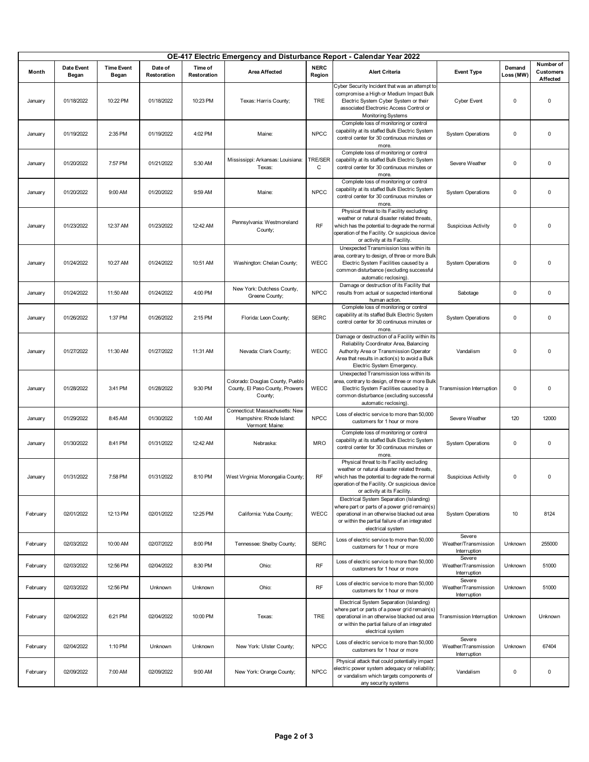## OE-417 Electric Emergency and Disturbance Report - Calendar Year 2022

| Month | Date Event Began | Time Event Began | Date of Restoration | Time of Restoration | Area Affected | NERC Region | Alert Criteria | Event Type | Demand Loss (MW) | Number of Customers Affected |
|---|---|---|---|---|---|---|---|---|---|---|
| January | 01/18/2022 | 10:22 PM | 01/18/2022 | 10:23 PM | Texas: Harris County; | TRE | Cyber Security Incident that was an attempt to compromise a High or Medium Impact Bulk Electric System Cyber System or their associated Electronic Access Control or Monitoring Systems | Cyber Event | 0 | 0 |
| January | 01/19/2022 | 2:35 PM | 01/19/2022 | 4:02 PM | Maine: | NPCC | Complete loss of monitoring or control capability at its staffed Bulk Electric System control center for 30 continuous minutes or more. | System Operations | 0 | 0 |
| January | 01/20/2022 | 7:57 PM | 01/21/2022 | 5:30 AM | Mississippi: Arkansas: Louisiana: Texas: | TRE/SERC | Complete loss of monitoring or control capability at its staffed Bulk Electric System control center for 30 continuous minutes or more. | Severe Weather | 0 | 0 |
| January | 01/20/2022 | 9:00 AM | 01/20/2022 | 9:59 AM | Maine: | NPCC | Complete loss of monitoring or control capability at its staffed Bulk Electric System control center for 30 continuous minutes or more. | System Operations | 0 | 0 |
| January | 01/23/2022 | 12:37 AM | 01/23/2022 | 12:42 AM | Pennsylvania: Westmoreland County; | RF | Physical threat to its Facility excluding weather or natural disaster related threats, which has the potential to degrade the normal operation of the Facility. Or suspicious device or activity at its Facility. | Suspicious Activity | 0 | 0 |
| January | 01/24/2022 | 10:27 AM | 01/24/2022 | 10:51 AM | Washington: Chelan County; | WECC | Unexpected Transmission loss within its area, contrary to design, of three or more Bulk Electric System Facilities caused by a common disturbance (excluding successful automatic reclosing). | System Operations | 0 | 0 |
| January | 01/24/2022 | 11:50 AM | 01/24/2022 | 4:00 PM | New York: Dutchess County, Greene County; | NPCC | Damage or destruction of its Facility that results from actual or suspected intentional human action. | Sabotage | 0 | 0 |
| January | 01/26/2022 | 1:37 PM | 01/26/2022 | 2:15 PM | Florida: Leon County; | SERC | Complete loss of monitoring or control capability at its staffed Bulk Electric System control center for 30 continuous minutes or more. | System Operations | 0 | 0 |
| January | 01/27/2022 | 11:30 AM | 01/27/2022 | 11:31 AM | Nevada: Clark County; | WECC | Damage or destruction of a Facility within its Reliability Coordinator Area, Balancing Authority Area or Transmission Operator Area that results in action(s) to avoid a Bulk Electric System Emergency. | Vandalism | 0 | 0 |
| January | 01/28/2022 | 3:41 PM | 01/28/2022 | 9:30 PM | Colorado: Douglas County, Pueblo County, El Paso County, Prowers County; | WECC | Unexpected Transmission loss within its area, contrary to design, of three or more Bulk Electric System Facilities caused by a common disturbance (excluding successful automatic reclosing). | Transmission Interruption | 0 | 0 |
| January | 01/29/2022 | 8:45 AM | 01/30/2022 | 1:00 AM | Connecticut: Massachusetts: New Hampshire: Rhode Island: Vermont: Maine: | NPCC | Loss of electric service to more than 50,000 customers for 1 hour or more | Severe Weather | 120 | 12000 |
| January | 01/30/2022 | 8:41 PM | 01/31/2022 | 12:42 AM | Nebraska: | MRO | Complete loss of monitoring or control capability at its staffed Bulk Electric System control center for 30 continuous minutes or more. | System Operations | 0 | 0 |
| January | 01/31/2022 | 7:58 PM | 01/31/2022 | 8:10 PM | West Virginia: Monongalia County; | RF | Physical threat to its Facility excluding weather or natural disaster related threats, which has the potential to degrade the normal operation of the Facility. Or suspicious device or activity at its Facility. | Suspicious Activity | 0 | 0 |
| February | 02/01/2022 | 12:13 PM | 02/01/2022 | 12:25 PM | California: Yuba County; | WECC | Electrical System Separation (Islanding) where part or parts of a power grid remain(s) operational in an otherwise blacked out area or within the partial failure of an integrated electrical system | System Operations | 10 | 8124 |
| February | 02/03/2022 | 10:00 AM | 02/07/2022 | 8:00 PM | Tennessee: Shelby County; | SERC | Loss of electric service to more than 50,000 customers for 1 hour or more | Severe Weather/Transmission Interruption | Unknown | 255000 |
| February | 02/03/2022 | 12:56 PM | 02/04/2022 | 8:30 PM | Ohio: | RF | Loss of electric service to more than 50,000 customers for 1 hour or more | Severe Weather/Transmission Interruption | Unknown | 51000 |
| February | 02/03/2022 | 12:56 PM | Unknown | Unknown | Ohio: | RF | Loss of electric service to more than 50,000 customers for 1 hour or more | Severe Weather/Transmission Interruption | Unknown | 51000 |
| February | 02/04/2022 | 6:21 PM | 02/04/2022 | 10:00 PM | Texas: | TRE | Electrical System Separation (Islanding) where part or parts of a power grid remain(s) operational in an otherwise blacked out area or within the partial failure of an integrated electrical system | Transmission Interruption | Unknown | Unknown |
| February | 02/04/2022 | 1:10 PM | Unknown | Unknown | New York: Ulster County; | NPCC | Loss of electric service to more than 50,000 customers for 1 hour or more | Severe Weather/Transmission Interruption | Unknown | 67404 |
| February | 02/09/2022 | 7:00 AM | 02/09/2022 | 9:00 AM | New York: Orange County; | NPCC | Physical attack that could potentially impact electric power system adequacy or reliability; or vandalism which targets components of any security systems | Vandalism | 0 | 0 |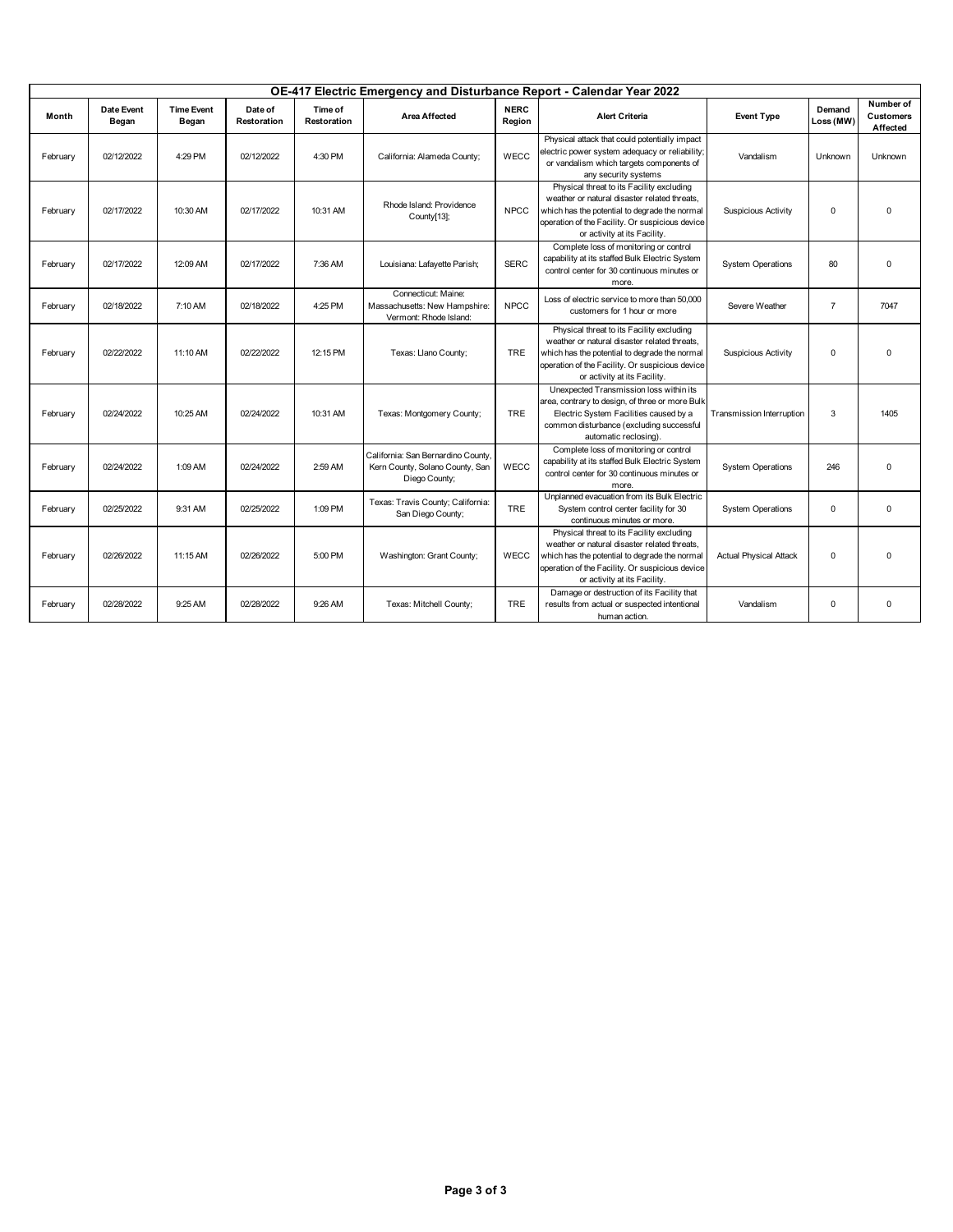# OE-417 Electric Emergency and Disturbance Report - Calendar Year 2022

| Month | Date Event Began | Time Event Began | Date of Restoration | Time of Restoration | Area Affected | NERC Region | Alert Criteria | Event Type | Demand Loss (MW) | Number of Customers Affected |
|---|---|---|---|---|---|---|---|---|---|---|
| February | 02/12/2022 | 4:29 PM | 02/12/2022 | 4:30 PM | California: Alameda County; | WECC | Physical attack that could potentially impact electric power system adequacy or reliability; or vandalism which targets components of any security systems | Vandalism | Unknown | Unknown |
| February | 02/17/2022 | 10:30 AM | 02/17/2022 | 10:31 AM | Rhode Island: Providence County[13]; | NPCC | Physical threat to its Facility excluding weather or natural disaster related threats, which has the potential to degrade the normal operation of the Facility. Or suspicious device or activity at its Facility. | Suspicious Activity | 0 | 0 |
| February | 02/17/2022 | 12:09 AM | 02/17/2022 | 7:36 AM | Louisiana: Lafayette Parish; | SERC | Complete loss of monitoring or control capability at its staffed Bulk Electric System control center for 30 continuous minutes or more. | System Operations | 80 | 0 |
| February | 02/18/2022 | 7:10 AM | 02/18/2022 | 4:25 PM | Connecticut: Maine: Massachusetts: New Hampshire: Vermont: Rhode Island: | NPCC | Loss of electric service to more than 50,000 customers for 1 hour or more | Severe Weather | 7 | 7047 |
| February | 02/22/2022 | 11:10 AM | 02/22/2022 | 12:15 PM | Texas: Llano County; | TRE | Physical threat to its Facility excluding weather or natural disaster related threats, which has the potential to degrade the normal operation of the Facility. Or suspicious device or activity at its Facility. | Suspicious Activity | 0 | 0 |
| February | 02/24/2022 | 10:25 AM | 02/24/2022 | 10:31 AM | Texas: Montgomery County; | TRE | Unexpected Transmission loss within its area, contrary to design, of three or more Bulk Electric System Facilities caused by a common disturbance (excluding successful automatic reclosing). | Transmission Interruption | 3 | 1405 |
| February | 02/24/2022 | 1:09 AM | 02/24/2022 | 2:59 AM | California: San Bernardino County, Kern County, Solano County, San Diego County; | WECC | Complete loss of monitoring or control capability at its staffed Bulk Electric System control center for 30 continuous minutes or more. | System Operations | 246 | 0 |
| February | 02/25/2022 | 9:31 AM | 02/25/2022 | 1:09 PM | Texas: Travis County; California: San Diego County; | TRE | Unplanned evacuation from its Bulk Electric System control center facility for 30 continuous minutes or more. | System Operations | 0 | 0 |
| February | 02/26/2022 | 11:15 AM | 02/26/2022 | 5:00 PM | Washington: Grant County; | WECC | Physical threat to its Facility excluding weather or natural disaster related threats, which has the potential to degrade the normal operation of the Facility. Or suspicious device or activity at its Facility. | Actual Physical Attack | 0 | 0 |
| February | 02/28/2022 | 9:25 AM | 02/28/2022 | 9:26 AM | Texas: Mitchell County; | TRE | Damage or destruction of its Facility that results from actual or suspected intentional human action. | Vandalism | 0 | 0 |